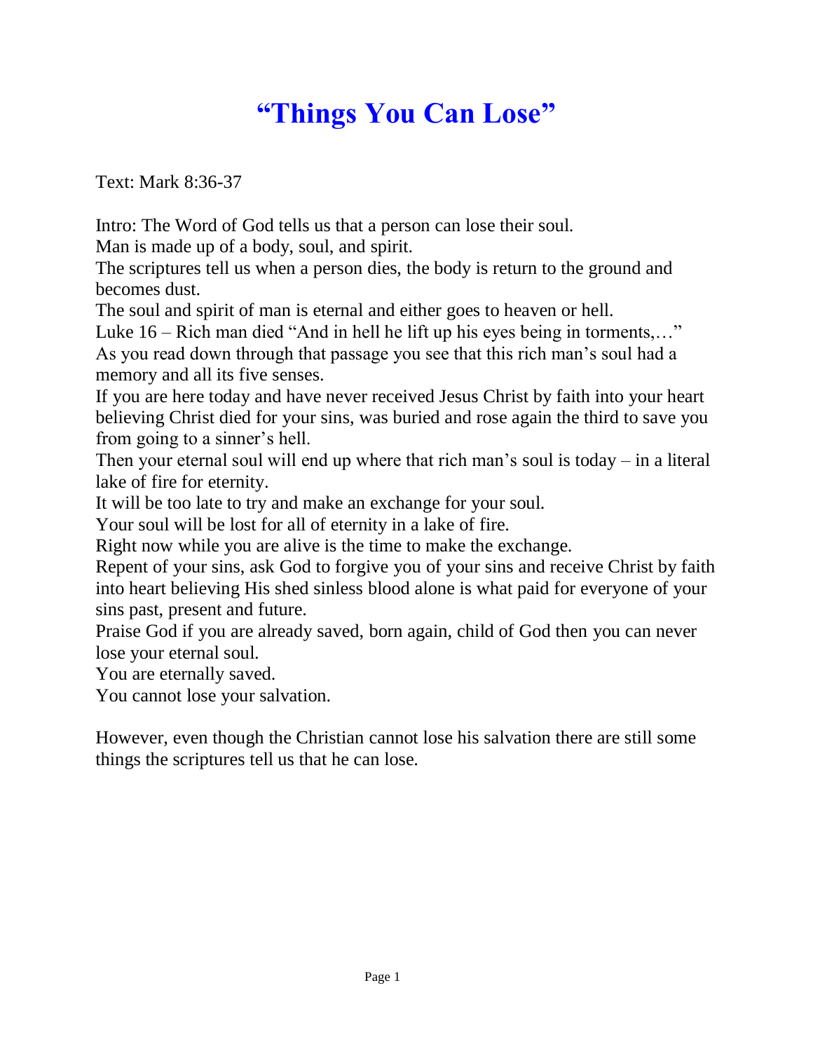# "Things You Can Lose"

Text: Mark 8:36-37

Intro: The Word of God tells us that a person can lose their soul.
Man is made up of a body, soul, and spirit.
The scriptures tell us when a person dies, the body is return to the ground and becomes dust.
The soul and spirit of man is eternal and either goes to heaven or hell.
Luke 16 – Rich man died "And in hell he lift up his eyes being in torments,…"
As you read down through that passage you see that this rich man's soul had a memory and all its five senses.
If you are here today and have never received Jesus Christ by faith into your heart believing Christ died for your sins, was buried and rose again the third to save you from going to a sinner's hell.
Then your eternal soul will end up where that rich man's soul is today – in a literal lake of fire for eternity.
It will be too late to try and make an exchange for your soul.
Your soul will be lost for all of eternity in a lake of fire.
Right now while you are alive is the time to make the exchange.
Repent of your sins, ask God to forgive you of your sins and receive Christ by faith into heart believing His shed sinless blood alone is what paid for everyone of your sins past, present and future.
Praise God if you are already saved, born again, child of God then you can never lose your eternal soul.
You are eternally saved.
You cannot lose your salvation.

However, even though the Christian cannot lose his salvation there are still some things the scriptures tell us that he can lose.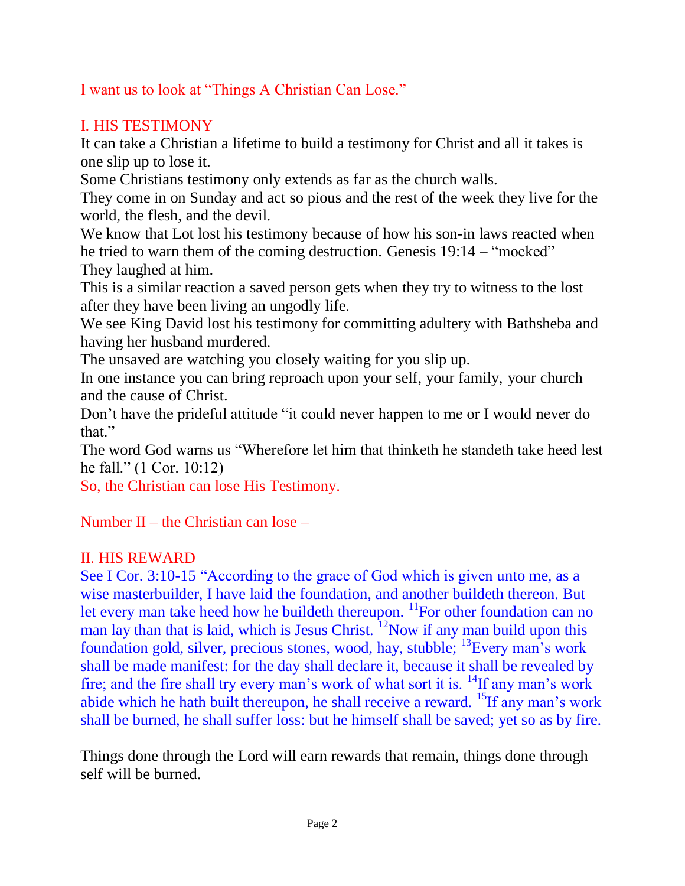I want us to look at "Things A Christian Can Lose."

## I. HIS TESTIMONY

It can take a Christian a lifetime to build a testimony for Christ and all it takes is one slip up to lose it.

Some Christians testimony only extends as far as the church walls.

They come in on Sunday and act so pious and the rest of the week they live for the world, the flesh, and the devil.

We know that Lot lost his testimony because of how his son-in laws reacted when he tried to warn them of the coming destruction. Genesis 19:14 – "mocked"

They laughed at him.

This is a similar reaction a saved person gets when they try to witness to the lost after they have been living an ungodly life.

We see King David lost his testimony for committing adultery with Bathsheba and having her husband murdered.

The unsaved are watching you closely waiting for you slip up.

In one instance you can bring reproach upon your self, your family, your church and the cause of Christ.

Don't have the prideful attitude "it could never happen to me or I would never do that."

The word God warns us "Wherefore let him that thinketh he standeth take heed lest he fall." (1 Cor. 10:12)

So, the Christian can lose His Testimony.

Number II – the Christian can lose –

## II. HIS REWARD

See I Cor. 3:10-15 "According to the grace of God which is given unto me, as a wise masterbuilder, I have laid the foundation, and another buildeth thereon. But let every man take heed how he buildeth thereupon. [11]For other foundation can no man lay than that is laid, which is Jesus Christ. [12]Now if any man build upon this foundation gold, silver, precious stones, wood, hay, stubble; [13]Every man's work shall be made manifest: for the day shall declare it, because it shall be revealed by fire; and the fire shall try every man's work of what sort it is. [14]If any man's work abide which he hath built thereupon, he shall receive a reward. [15]If any man's work shall be burned, he shall suffer loss: but he himself shall be saved; yet so as by fire.

Things done through the Lord will earn rewards that remain, things done through self will be burned.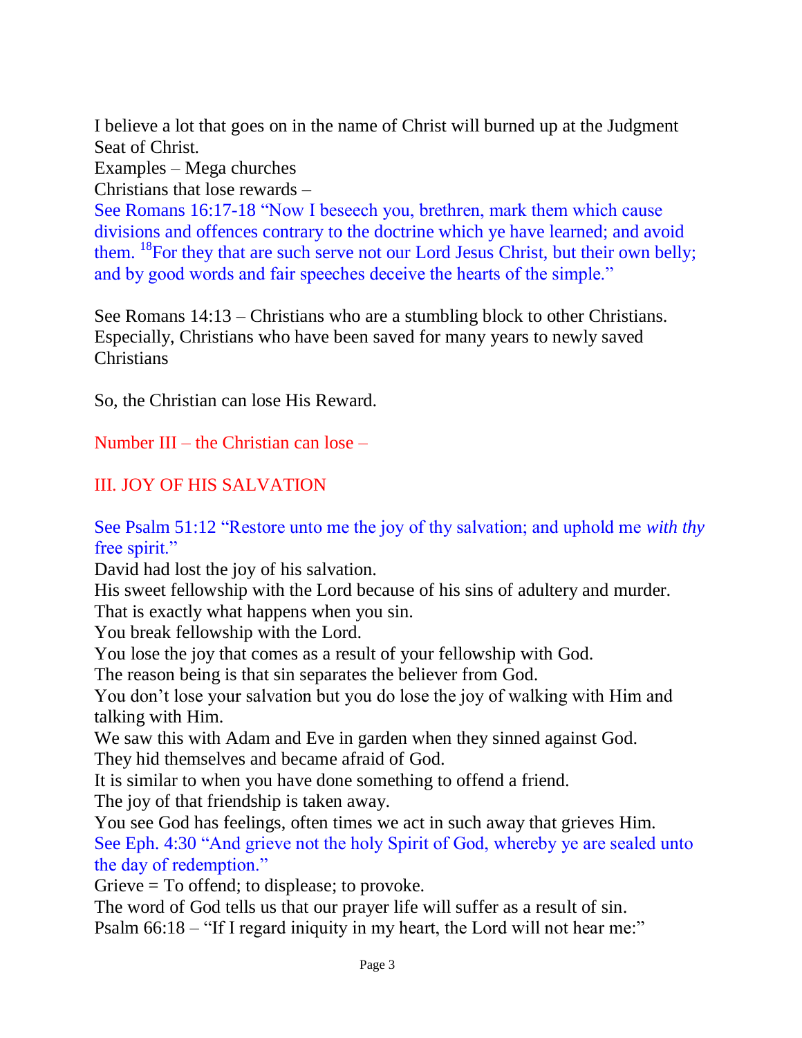I believe a lot that goes on in the name of Christ will burned up at the Judgment Seat of Christ.
Examples – Mega churches
Christians that lose rewards –
See Romans 16:17-18 "Now I beseech you, brethren, mark them which cause divisions and offences contrary to the doctrine which ye have learned; and avoid them. [18]For they that are such serve not our Lord Jesus Christ, but their own belly; and by good words and fair speeches deceive the hearts of the simple."

See Romans 14:13 – Christians who are a stumbling block to other Christians. Especially, Christians who have been saved for many years to newly saved Christians

So, the Christian can lose His Reward.

Number III – the Christian can lose –

## III. JOY OF HIS SALVATION

See Psalm 51:12 "Restore unto me the joy of thy salvation; and uphold me *with thy* free spirit."
David had lost the joy of his salvation.
His sweet fellowship with the Lord because of his sins of adultery and murder.
That is exactly what happens when you sin.
You break fellowship with the Lord.
You lose the joy that comes as a result of your fellowship with God.
The reason being is that sin separates the believer from God.
You don't lose your salvation but you do lose the joy of walking with Him and talking with Him.
We saw this with Adam and Eve in garden when they sinned against God.
They hid themselves and became afraid of God.
It is similar to when you have done something to offend a friend.
The joy of that friendship is taken away.
You see God has feelings, often times we act in such away that grieves Him.
See Eph. 4:30 "And grieve not the holy Spirit of God, whereby ye are sealed unto the day of redemption."
Grieve = To offend; to displease; to provoke.
The word of God tells us that our prayer life will suffer as a result of sin.
Psalm 66:18 – "If I regard iniquity in my heart, the Lord will not hear me:"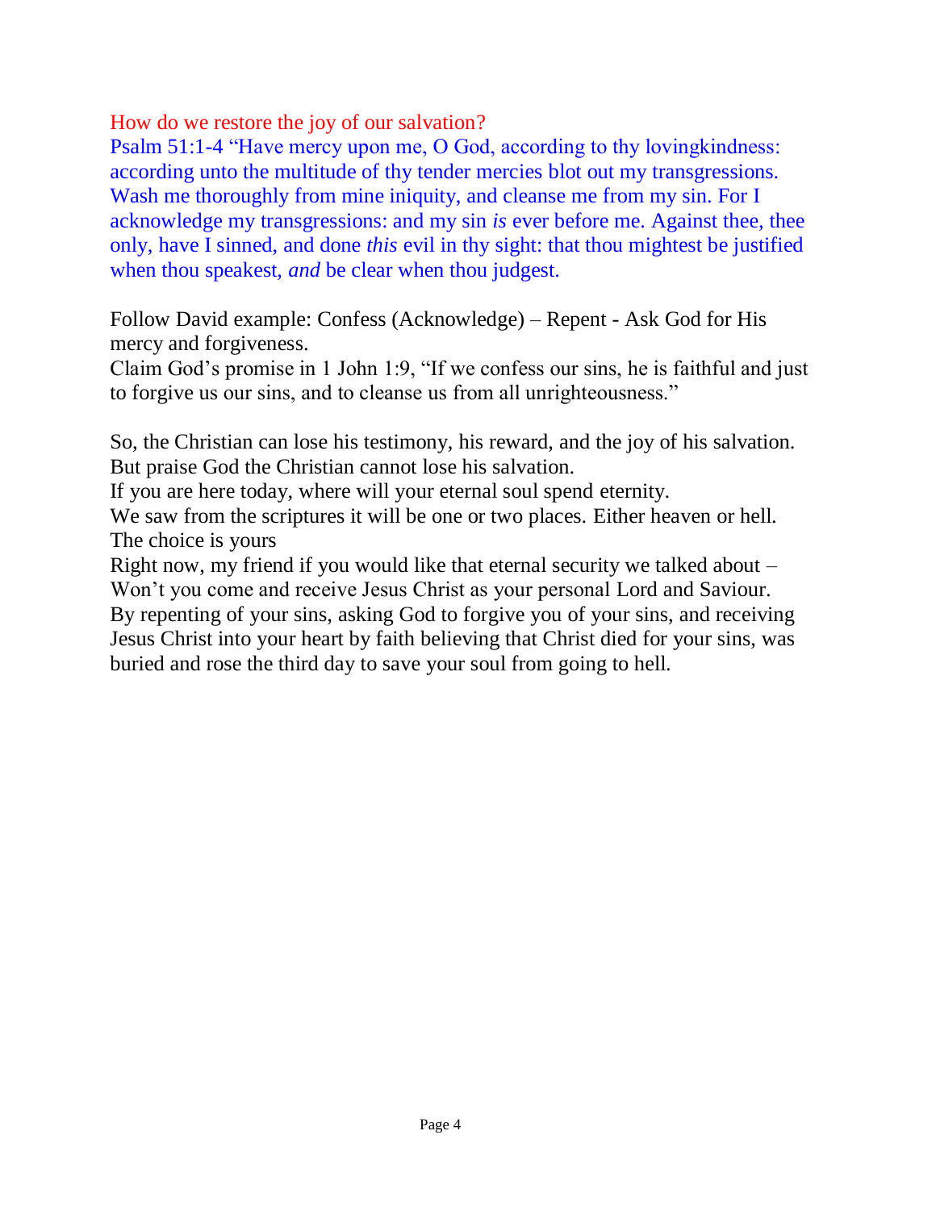How do we restore the joy of our salvation?

Psalm 51:1-4 "Have mercy upon me, O God, according to thy lovingkindness: according unto the multitude of thy tender mercies blot out my transgressions. Wash me thoroughly from mine iniquity, and cleanse me from my sin. For I acknowledge my transgressions: and my sin *is* ever before me. Against thee, thee only, have I sinned, and done *this* evil in thy sight: that thou mightest be justified when thou speakest, *and* be clear when thou judgest.

Follow David example: Confess (Acknowledge) – Repent - Ask God for His mercy and forgiveness.

Claim God's promise in 1 John 1:9, "If we confess our sins, he is faithful and just to forgive us our sins, and to cleanse us from all unrighteousness."

So, the Christian can lose his testimony, his reward, and the joy of his salvation.
But praise God the Christian cannot lose his salvation.
If you are here today, where will your eternal soul spend eternity.
We saw from the scriptures it will be one or two places. Either heaven or hell.
The choice is yours
Right now, my friend if you would like that eternal security we talked about – Won't you come and receive Jesus Christ as your personal Lord and Saviour.
By repenting of your sins, asking God to forgive you of your sins, and receiving Jesus Christ into your heart by faith believing that Christ died for your sins, was buried and rose the third day to save your soul from going to hell.